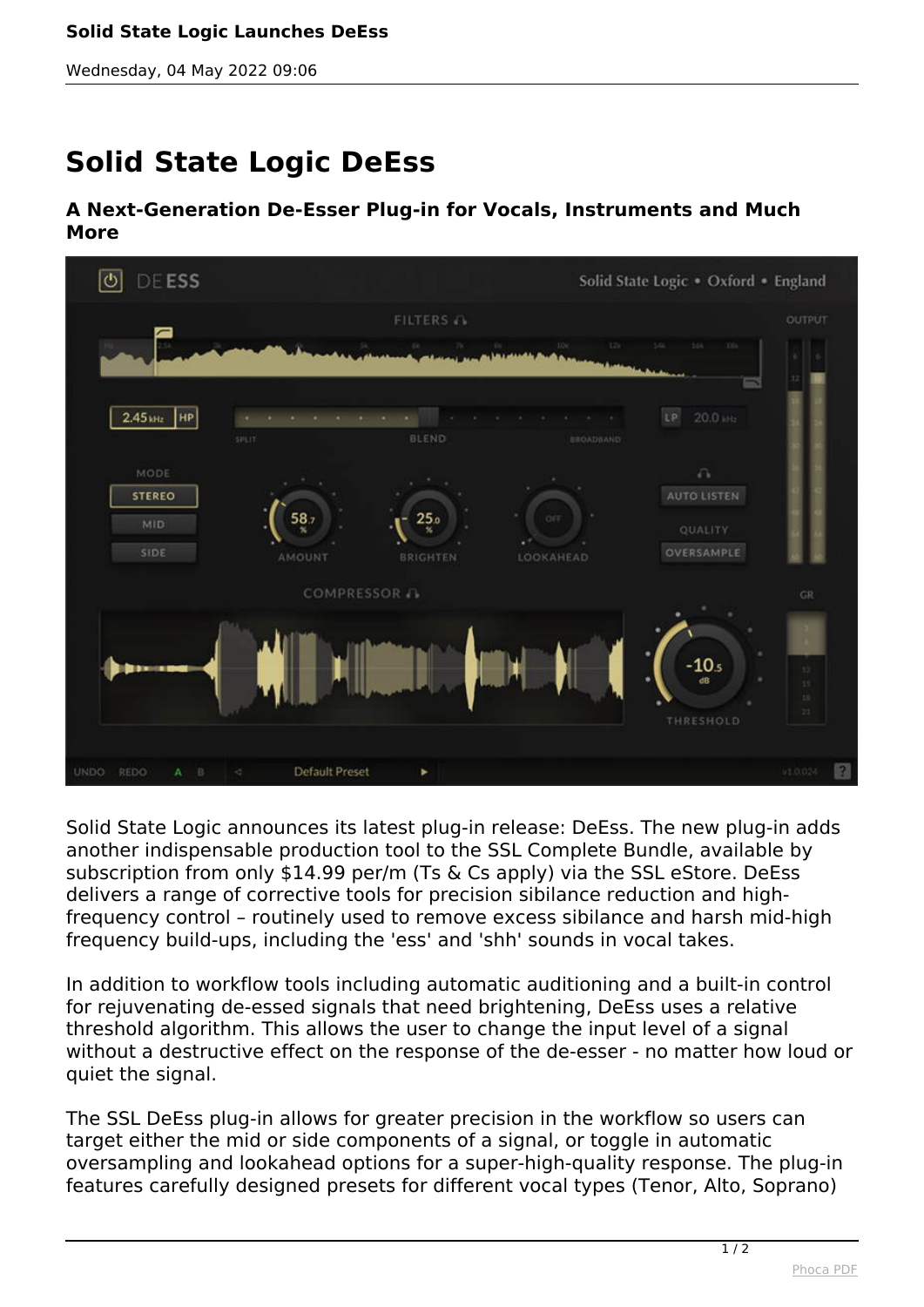# Solid State Logic DeEss

### A Next-Generation De-Esser Plug-in for Vocals, Instruments and Much More

Solid State Logic announces its latest plug-in release: DeEss. The new plug-in adds another indispensable production tool to the SSL Complete Bundle, available by subscription from only $14.99 per/m (Ts & Cs apply) via the SSL eStore. DeEss delivers a range of corrective tools for precision sibilance reduction and high-frequency control – routinely used to remove excess sibilance and harsh mid-high frequency build-ups, including the 'ess' and 'shh' sounds in vocal takes.

In addition to workflow tools including automatic auditioning and a built-in control for rejuvenating de-essed signals that need brightening, DeEss uses a relative threshold algorithm. This allows the user to change the input level of a signal without a destructive effect on the response of the de-esser - no matter how loud or quiet the signal.

The SSL DeEss plug-in allows for greater precision in the workflow so users can target either the mid or side components of a signal, or toggle in automatic oversampling and lookahead options for a super-high-quality response. The plug-in features carefully designed presets for different vocal types (Tenor, Alto, Soprano)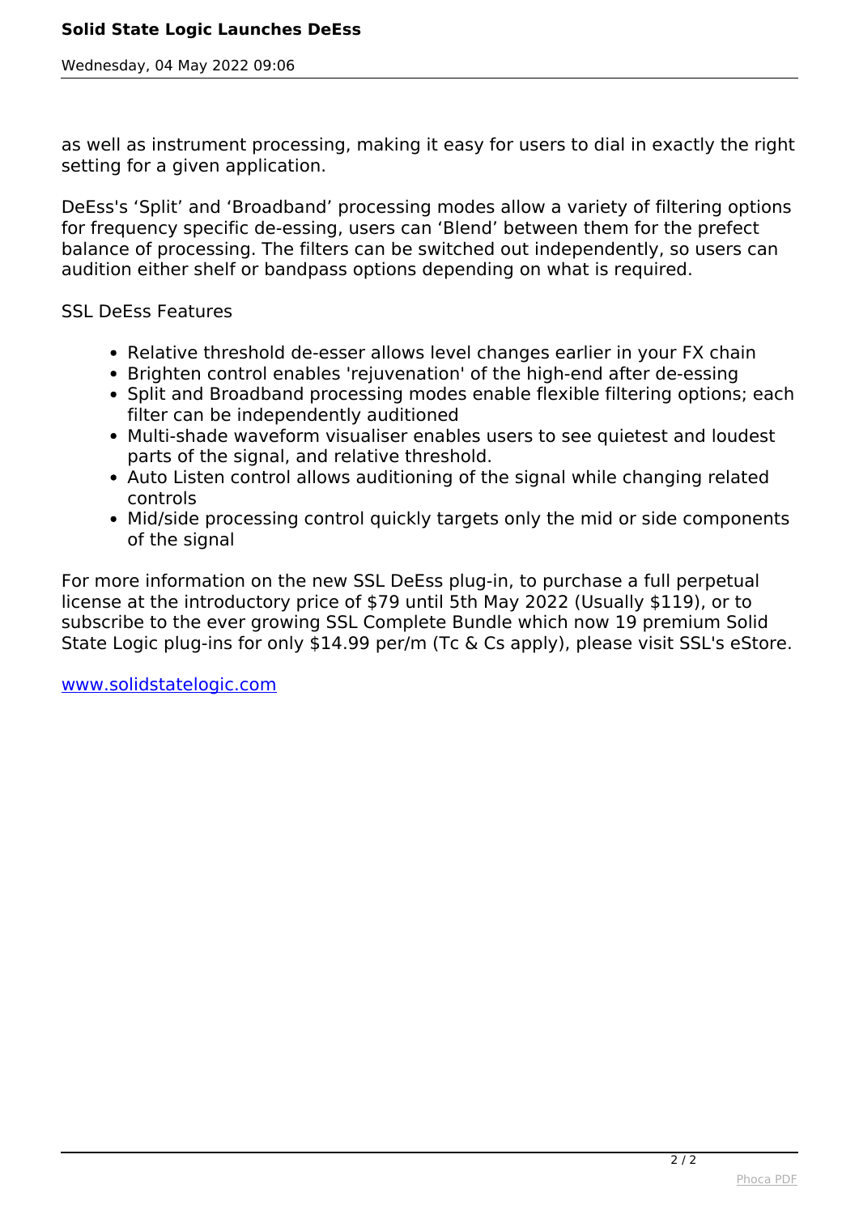as well as instrument processing, making it easy for users to dial in exactly the right setting for a given application.

DeEss's ‘Split’ and ‘Broadband’ processing modes allow a variety of filtering options for frequency specific de-essing, users can ‘Blend’ between them for the prefect balance of processing. The filters can be switched out independently, so users can audition either shelf or bandpass options depending on what is required.

SSL DeEss Features

- Relative threshold de-esser allows level changes earlier in your FX chain
- Brighten control enables 'rejuvenation' of the high-end after de-essing
- Split and Broadband processing modes enable flexible filtering options; each filter can be independently auditioned
- Multi-shade waveform visualiser enables users to see quietest and loudest parts of the signal, and relative threshold.
- Auto Listen control allows auditioning of the signal while changing related controls
- Mid/side processing control quickly targets only the mid or side components of the signal

For more information on the new SSL DeEss plug-in, to purchase a full perpetual license at the introductory price of $79 until 5th May 2022 (Usually $119), or to subscribe to the ever growing SSL Complete Bundle which now 19 premium Solid State Logic plug-ins for only $14.99 per/m (Tc & Cs apply), please visit SSL's eStore.

[www.solidstatelogic.com](http://www.solidstatelogic.com)